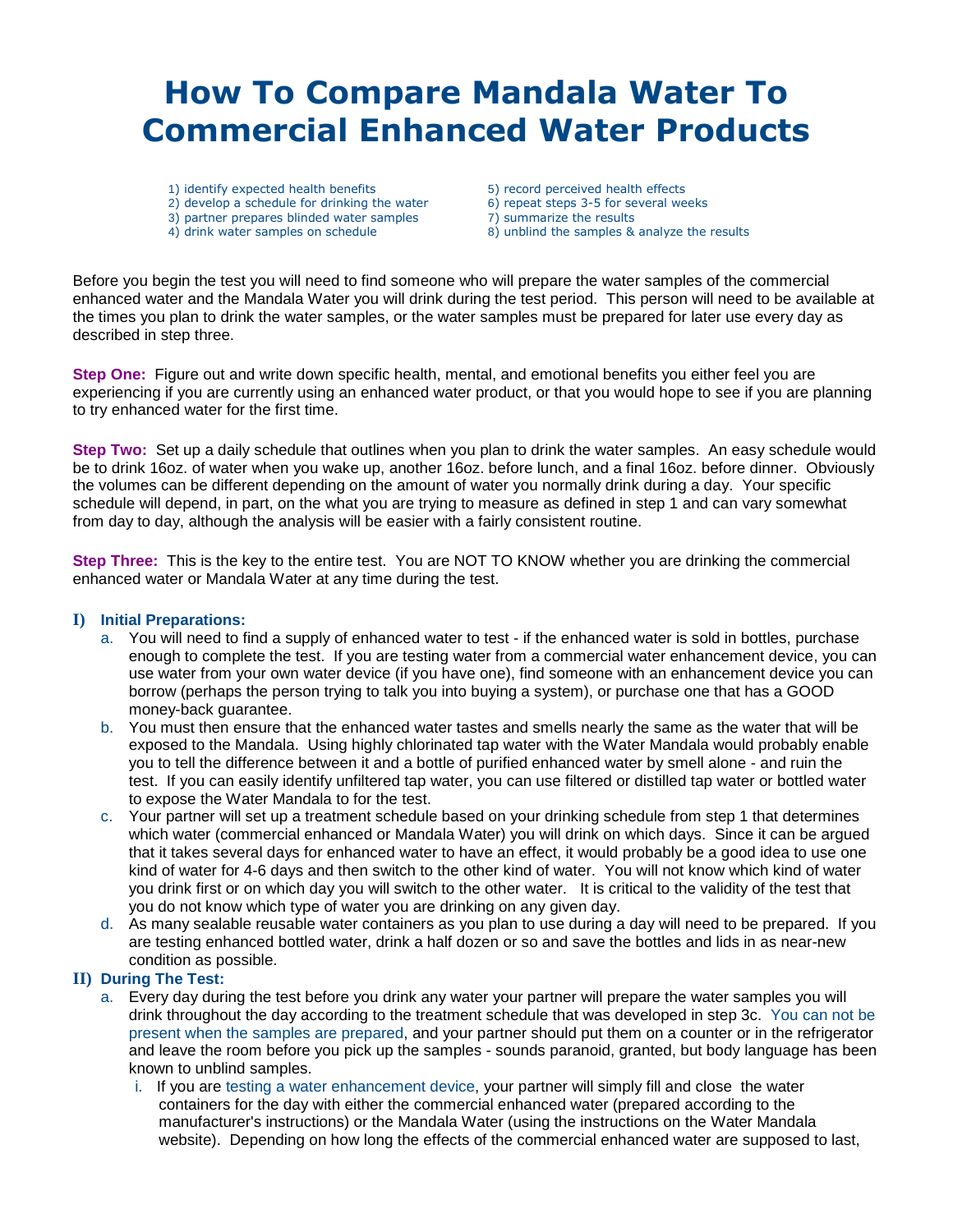# How To Compare Mandala Water To Commercial Enhanced Water Products

1) identify expected health benefits
2) develop a schedule for drinking the water
3) partner prepares blinded water samples
4) drink water samples on schedule
5) record perceived health effects
6) repeat steps 3-5 for several weeks
7) summarize the results
8) unblind the samples & analyze the results

Before you begin the test you will need to find someone who will prepare the water samples of the commercial enhanced water and the Mandala Water you will drink during the test period. This person will need to be available at the times you plan to drink the water samples, or the water samples must be prepared for later use every day as described in step three.

**Step One:** Figure out and write down specific health, mental, and emotional benefits you either feel you are experiencing if you are currently using an enhanced water product, or that you would hope to see if you are planning to try enhanced water for the first time.

**Step Two:** Set up a daily schedule that outlines when you plan to drink the water samples. An easy schedule would be to drink 16oz. of water when you wake up, another 16oz. before lunch, and a final 16oz. before dinner. Obviously the volumes can be different depending on the amount of water you normally drink during a day. Your specific schedule will depend, in part, on the what you are trying to measure as defined in step 1 and can vary somewhat from day to day, although the analysis will be easier with a fairly consistent routine.

**Step Three:** This is the key to the entire test. You are NOT TO KNOW whether you are drinking the commercial enhanced water or Mandala Water at any time during the test.

**I) Initial Preparations:**

a. You will need to find a supply of enhanced water to test - if the enhanced water is sold in bottles, purchase enough to complete the test. If you are testing water from a commercial water enhancement device, you can use water from your own water device (if you have one), find someone with an enhancement device you can borrow (perhaps the person trying to talk you into buying a system), or purchase one that has a GOOD money-back guarantee.

b. You must then ensure that the enhanced water tastes and smells nearly the same as the water that will be exposed to the Mandala. Using highly chlorinated tap water with the Water Mandala would probably enable you to tell the difference between it and a bottle of purified enhanced water by smell alone - and ruin the test. If you can easily identify unfiltered tap water, you can use filtered or distilled tap water or bottled water to expose the Water Mandala to for the test.

c. Your partner will set up a treatment schedule based on your drinking schedule from step 1 that determines which water (commercial enhanced or Mandala Water) you will drink on which days. Since it can be argued that it takes several days for enhanced water to have an effect, it would probably be a good idea to use one kind of water for 4-6 days and then switch to the other kind of water. You will not know which kind of water you drink first or on which day you will switch to the other water. It is critical to the validity of the test that you do not know which type of water you are drinking on any given day.

d. As many sealable reusable water containers as you plan to use during a day will need to be prepared. If you are testing enhanced bottled water, drink a half dozen or so and save the bottles and lids in as near-new condition as possible.

**II) During The Test:**

a. Every day during the test before you drink any water your partner will prepare the water samples you will drink throughout the day according to the treatment schedule that was developed in step 3c. You can not be present when the samples are prepared, and your partner should put them on a counter or in the refrigerator and leave the room before you pick up the samples - sounds paranoid, granted, but body language has been known to unblind samples.

   i. If you are testing a water enhancement device, your partner will simply fill and close the water containers for the day with either the commercial enhanced water (prepared according to the manufacturer's instructions) or the Mandala Water (using the instructions on the Water Mandala website). Depending on how long the effects of the commercial enhanced water are supposed to last,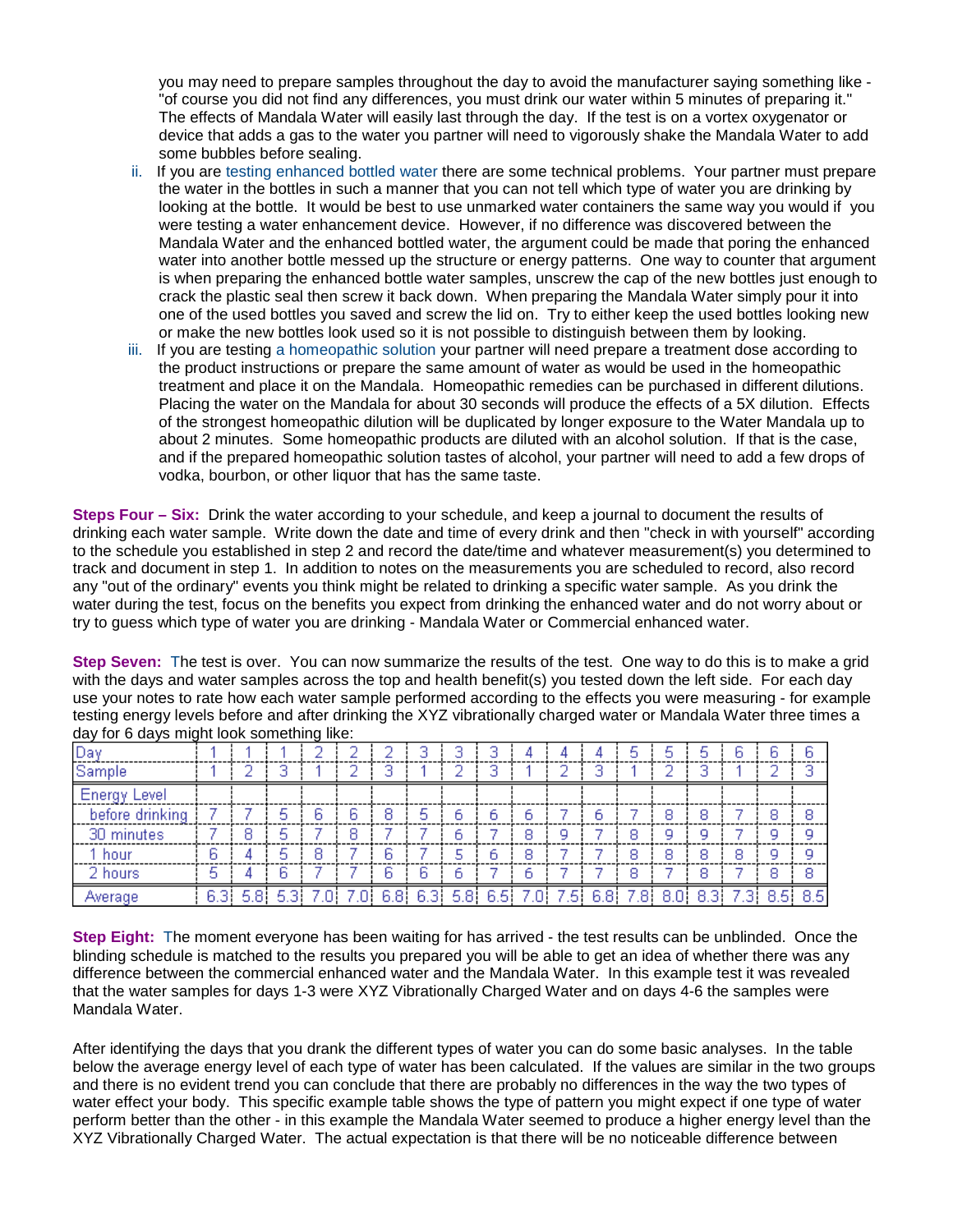you may need to prepare samples throughout the day to avoid the manufacturer saying something like - "of course you did not find any differences, you must drink our water within 5 minutes of preparing it." The effects of Mandala Water will easily last through the day. If the test is on a vortex oxygenator or device that adds a gas to the water you partner will need to vigorously shake the Mandala Water to add some bubbles before sealing.

ii. If you are testing enhanced bottled water there are some technical problems. Your partner must prepare the water in the bottles in such a manner that you can not tell which type of water you are drinking by looking at the bottle. It would be best to use unmarked water containers the same way you would if you were testing a water enhancement device. However, if no difference was discovered between the Mandala Water and the enhanced bottled water, the argument could be made that poring the enhanced water into another bottle messed up the structure or energy patterns. One way to counter that argument is when preparing the enhanced bottle water samples, unscrew the cap of the new bottles just enough to crack the plastic seal then screw it back down. When preparing the Mandala Water simply pour it into one of the used bottles you saved and screw the lid on. Try to either keep the used bottles looking new or make the new bottles look used so it is not possible to distinguish between them by looking.

iii. If you are testing a homeopathic solution your partner will need prepare a treatment dose according to the product instructions or prepare the same amount of water as would be used in the homeopathic treatment and place it on the Mandala. Homeopathic remedies can be purchased in different dilutions. Placing the water on the Mandala for about 30 seconds will produce the effects of a 5X dilution. Effects of the strongest homeopathic dilution will be duplicated by longer exposure to the Water Mandala up to about 2 minutes. Some homeopathic products are diluted with an alcohol solution. If that is the case, and if the prepared homeopathic solution tastes of alcohol, your partner will need to add a few drops of vodka, bourbon, or other liquor that has the same taste.

**Steps Four – Six:** Drink the water according to your schedule, and keep a journal to document the results of drinking each water sample. Write down the date and time of every drink and then "check in with yourself" according to the schedule you established in step 2 and record the date/time and whatever measurement(s) you determined to track and document in step 1. In addition to notes on the measurements you are scheduled to record, also record any "out of the ordinary" events you think might be related to drinking a specific water sample. As you drink the water during the test, focus on the benefits you expect from drinking the enhanced water and do not worry about or try to guess which type of water you are drinking - Mandala Water or Commercial enhanced water.

**Step Seven:** The test is over. You can now summarize the results of the test. One way to do this is to make a grid with the days and water samples across the top and health benefit(s) you tested down the left side. For each day use your notes to rate how each water sample performed according to the effects you were measuring - for example testing energy levels before and after drinking the XYZ vibrationally charged water or Mandala Water three times a day for 6 days might look something like:

| Day | 1 | 1 | 1 | 2 | 2 | 2 | 3 | 3 | 3 | 4 | 4 | 4 | 5 | 5 | 5 | 6 | 6 | 6 |
|---|---|---|---|---|---|---|---|---|---|---|---|---|---|---|---|---|---|---|
| Sample | 1 | 2 | 3 | 1 | 2 | 3 | 1 | 2 | 3 | 1 | 2 | 3 | 1 | 2 | 3 | 1 | 2 | 3 |
| Energy Level | | | | | | | | | | | | | | | | | | |
| before drinking | 7 | 7 | 5 | 6 | 6 | 8 | 5 | 6 | 6 | 6 | 7 | 6 | 7 | 8 | 8 | 7 | 8 | 8 |
| 30 minutes | 7 | 8 | 5 | 7 | 8 | 7 | 7 | 6 | 7 | 8 | 9 | 7 | 8 | 9 | 9 | 7 | 9 | 9 |
| 1 hour | 6 | 4 | 5 | 8 | 7 | 6 | 7 | 5 | 6 | 8 | 7 | 7 | 8 | 8 | 8 | 8 | 9 | 9 |
| 2 hours | 5 | 4 | 6 | 7 | 7 | 6 | 6 | 6 | 7 | 6 | 7 | 7 | 8 | 7 | 8 | 7 | 8 | 8 |
| Average | 6.3 | 5.8 | 5.3 | 7.0 | 7.0 | 6.8 | 6.3 | 5.8 | 6.5 | 7.0 | 7.5 | 6.8 | 7.8 | 8.0 | 8.3 | 7.3 | 8.5 | 8.5 |

**Step Eight:** The moment everyone has been waiting for has arrived - the test results can be unblinded. Once the blinding schedule is matched to the results you prepared you will be able to get an idea of whether there was any difference between the commercial enhanced water and the Mandala Water. In this example test it was revealed that the water samples for days 1-3 were XYZ Vibrationally Charged Water and on days 4-6 the samples were Mandala Water.

After identifying the days that you drank the different types of water you can do some basic analyses. In the table below the average energy level of each type of water has been calculated. If the values are similar in the two groups and there is no evident trend you can conclude that there are probably no differences in the way the two types of water effect your body. This specific example table shows the type of pattern you might expect if one type of water perform better than the other - in this example the Mandala Water seemed to produce a higher energy level than the XYZ Vibrationally Charged Water. The actual expectation is that there will be no noticeable difference between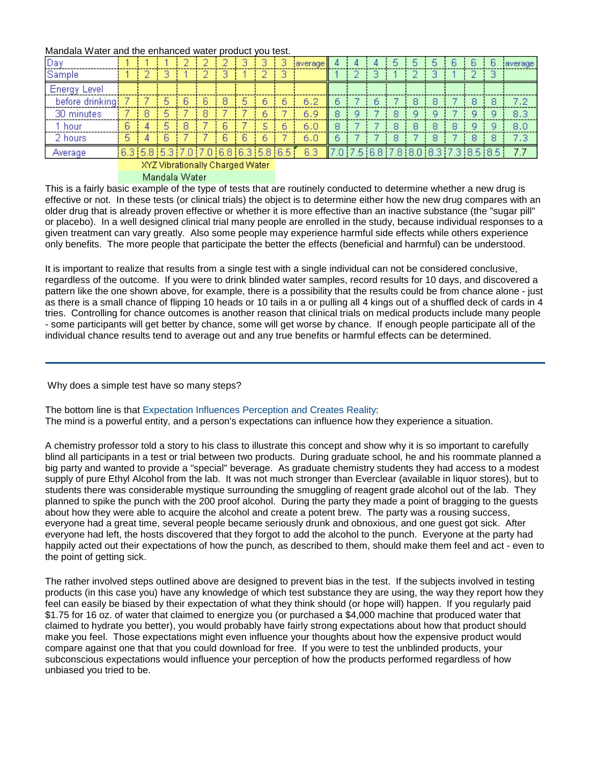Mandala Water and the enhanced water product you test.

| Day | 1 | 1 | 1 | 2 | 2 | 2 | 3 | 3 | 3 | average | 4 | 4 | 4 | 5 | 5 | 5 | 6 | 6 | 6 | average |
|---|---|---|---|---|---|---|---|---|---|---|---|---|---|---|---|---|---|---|---|---|
| Sample | 1 | 2 | 3 | 1 | 2 | 3 | 1 | 2 | 3 | | 1 | 2 | 3 | 1 | 2 | 3 | 1 | 2 | 3 | |
| Energy Level | | | | | | | | | | | | | | | | | | | | |
| before drinking | 7 | 7 | 5 | 6 | 6 | 8 | 5 | 6 | 6 | 6.2 | 6 | 7 | 6 | 7 | 8 | 8 | 7 | 8 | 8 | 7.2 |
| 30 minutes | 7 | 8 | 5 | 7 | 8 | 7 | 7 | 6 | 7 | 6.9 | 8 | 9 | 7 | 8 | 9 | 9 | 7 | 9 | 9 | 8.3 |
| 1 hour | 6 | 4 | 5 | 8 | 7 | 6 | 7 | 5 | 6 | 6.0 | 8 | 7 | 7 | 8 | 8 | 8 | 8 | 9 | 9 | 8.0 |
| 2 hours | 5 | 4 | 6 | 7 | 7 | 6 | 6 | 6 | 7 | 6.0 | 6 | 7 | 7 | 8 | 7 | 8 | 7 | 8 | 8 | 7.3 |
| Average | 6.3 | 5.8 | 5.3 | 7.0 | 7.0 | 6.8 | 6.3 | 5.8 | 6.5 | 6.3 | 7.0 | 7.5 | 6.8 | 7.8 | 8.0 | 8.3 | 7.3 | 8.5 | 8.5 | 7.7 |

XYZ Vibrationally Charged Water

Mandala Water

This is a fairly basic example of the type of tests that are routinely conducted to determine whether a new drug is effective or not. In these tests (or clinical trials) the object is to determine either how the new drug compares with an older drug that is already proven effective or whether it is more effective than an inactive substance (the "sugar pill" or placebo). In a well designed clinical trial many people are enrolled in the study, because individual responses to a given treatment can vary greatly. Also some people may experience harmful side effects while others experience only benefits. The more people that participate the better the effects (beneficial and harmful) can be understood.

It is important to realize that results from a single test with a single individual can not be considered conclusive, regardless of the outcome. If you were to drink blinded water samples, record results for 10 days, and discovered a pattern like the one shown above, for example, there is a possibility that the results could be from chance alone - just as there is a small chance of flipping 10 heads or 10 tails in a or pulling all 4 kings out of a shuffled deck of cards in 4 tries. Controlling for chance outcomes is another reason that clinical trials on medical products include many people - some participants will get better by chance, some will get worse by chance. If enough people participate all of the individual chance results tend to average out and any true benefits or harmful effects can be determined.

---

Why does a simple test have so many steps?

The bottom line is that Expectation Influences Perception and Creates Reality:
The mind is a powerful entity, and a person's expectations can influence how they experience a situation.

A chemistry professor told a story to his class to illustrate this concept and show why it is so important to carefully blind all participants in a test or trial between two products. During graduate school, he and his roommate planned a big party and wanted to provide a "special" beverage. As graduate chemistry students they had access to a modest supply of pure Ethyl Alcohol from the lab. It was not much stronger than Everclear (available in liquor stores), but to students there was considerable mystique surrounding the smuggling of reagent grade alcohol out of the lab. They planned to spike the punch with the 200 proof alcohol. During the party they made a point of bragging to the guests about how they were able to acquire the alcohol and create a potent brew. The party was a rousing success, everyone had a great time, several people became seriously drunk and obnoxious, and one guest got sick. After everyone had left, the hosts discovered that they forgot to add the alcohol to the punch. Everyone at the party had happily acted out their expectations of how the punch, as described to them, should make them feel and act - even to the point of getting sick.

The rather involved steps outlined above are designed to prevent bias in the test. If the subjects involved in testing products (in this case you) have any knowledge of which test substance they are using, the way they report how they feel can easily be biased by their expectation of what they think should (or hope will) happen. If you regularly paid $1.75 for 16 oz. of water that claimed to energize you (or purchased a $4,000 machine that produced water that claimed to hydrate you better), you would probably have fairly strong expectations about how that product should make you feel. Those expectations might even influence your thoughts about how the expensive product would compare against one that that you could download for free. If you were to test the unblinded products, your subconscious expectations would influence your perception of how the products performed regardless of how unbiased you tried to be.